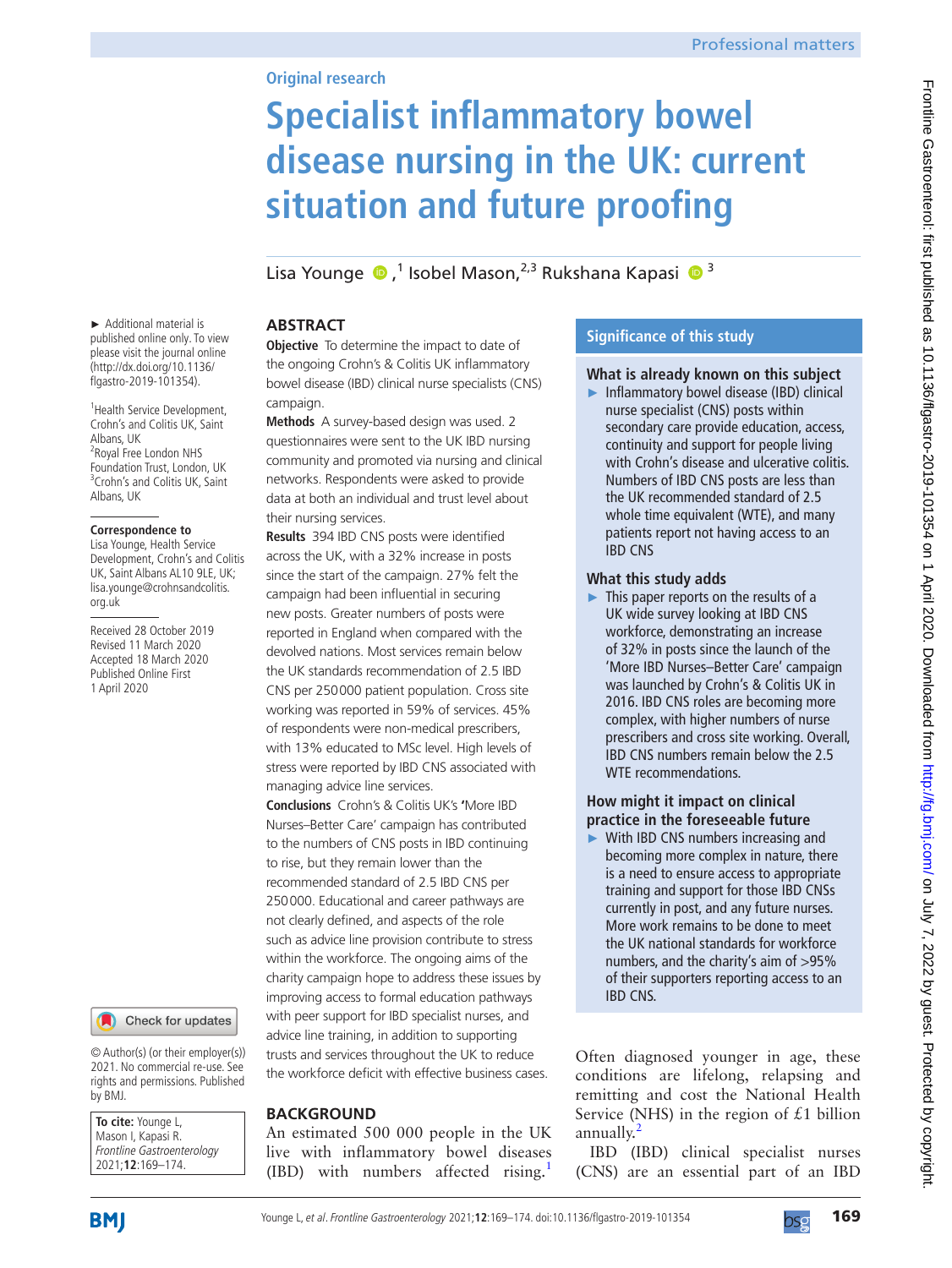Original research

# Specialist inflammatory bowel disease nursing in the UK: current situation and future proofing

Lisa Younge,[1] Isobel Mason,[2,3] Rukshana Kapasi[3]

► Additional material is published online only. To view please visit the journal online (http://dx.doi.org/10.1136/flgastro-2019-101354).

[1]Health Service Development, Crohn's and Colitis UK, Saint Albans, UK
[2]Royal Free London NHS Foundation Trust, London, UK
[3]Crohn's and Colitis UK, Saint Albans, UK

**Correspondence to**
Lisa Younge, Health Service Development, Crohn's and Colitis UK, Saint Albans AL10 9LE, UK; lisa.younge@crohnsandcolitis.org.uk

Received 28 October 2019
Revised 11 March 2020
Accepted 18 March 2020
Published Online First 1 April 2020

© Author(s) (or their employer(s)) 2021. No commercial re-use. See rights and permissions. Published by BMJ.

**To cite:** Younge L, Mason I, Kapasi R. *Frontline Gastroenterology* 2021;**12**:169–174.

## ABSTRACT

**Objective** To determine the impact to date of the ongoing Crohn's & Colitis UK inflammatory bowel disease (IBD) clinical nurse specialists (CNS) campaign.

**Methods** A survey-based design was used. 2 questionnaires were sent to the UK IBD nursing community and promoted via nursing and clinical networks. Respondents were asked to provide data at both an individual and trust level about their nursing services.

**Results** 394 IBD CNS posts were identified across the UK, with a 32% increase in posts since the start of the campaign. 27% felt the campaign had been influential in securing new posts. Greater numbers of posts were reported in England when compared with the devolved nations. Most services remain below the UK standards recommendation of 2.5 IBD CNS per 250000 patient population. Cross site working was reported in 59% of services. 45% of respondents were non-medical prescribers, with 13% educated to MSc level. High levels of stress were reported by IBD CNS associated with managing advice line services.

**Conclusions** Crohn's & Colitis UK's 'More IBD Nurses–Better Care' campaign has contributed to the numbers of CNS posts in IBD continuing to rise, but they remain lower than the recommended standard of 2.5 IBD CNS per 250000. Educational and career pathways are not clearly defined, and aspects of the role such as advice line provision contribute to stress within the workforce. The ongoing aims of the charity campaign hope to address these issues by improving access to formal education pathways with peer support for IBD specialist nurses, and advice line training, in addition to supporting trusts and services throughout the UK to reduce the workforce deficit with effective business cases.

### Significance of this study

**What is already known on this subject**

- Inflammatory bowel disease (IBD) clinical nurse specialist (CNS) posts within secondary care provide education, access, continuity and support for people living with Crohn's disease and ulcerative colitis. Numbers of IBD CNS posts are less than the UK recommended standard of 2.5 whole time equivalent (WTE), and many patients report not having access to an IBD CNS

**What this study adds**

- This paper reports on the results of a UK wide survey looking at IBD CNS workforce, demonstrating an increase of 32% in posts since the launch of the 'More IBD Nurses–Better Care' campaign was launched by Crohn's & Colitis UK in 2016. IBD CNS roles are becoming more complex, with higher numbers of nurse prescribers and cross site working. Overall, IBD CNS numbers remain below the 2.5 WTE recommendations.

**How might it impact on clinical practice in the foreseeable future**

- With IBD CNS numbers increasing and becoming more complex in nature, there is a need to ensure access to appropriate training and support for those IBD CNSs currently in post, and any future nurses. More work remains to be done to meet the UK national standards for workforce numbers, and the charity's aim of >95% of their supporters reporting access to an IBD CNS.

## BACKGROUND

An estimated 500 000 people in the UK live with inflammatory bowel diseases (IBD) with numbers affected rising.[1] Often diagnosed younger in age, these conditions are lifelong, relapsing and remitting and cost the National Health Service (NHS) in the region of £1 billion annually.[2]

IBD (IBD) clinical specialist nurses (CNS) are an essential part of an IBD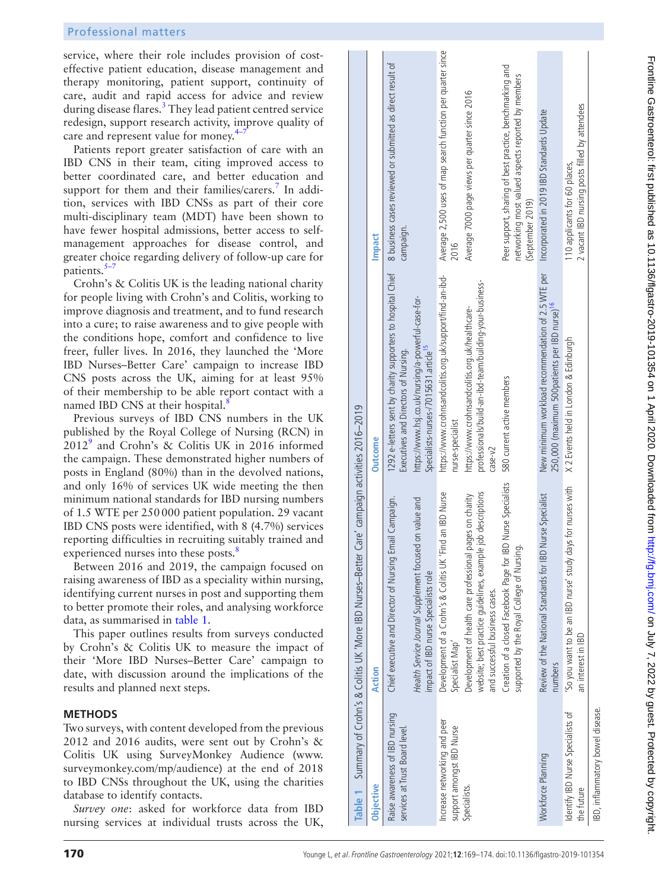service, where their role includes provision of cost-effective patient education, disease management and therapy monitoring, patient support, continuity of care, audit and rapid access for advice and review during disease flares.[3] They lead patient centred service redesign, support research activity, improve quality of care and represent value for money.[4–7]

Patients report greater satisfaction of care with an IBD CNS in their team, citing improved access to better coordinated care, and better education and support for them and their families/carers.[7] In addition, services with IBD CNSs as part of their core multi-disciplinary team (MDT) have been shown to have fewer hospital admissions, better access to self-management approaches for disease control, and greater choice regarding delivery of follow-up care for patients.[5–7]

Crohn's & Colitis UK is the leading national charity for people living with Crohn's and Colitis, working to improve diagnosis and treatment, and to fund research into a cure; to raise awareness and to give people with the conditions hope, comfort and confidence to live freer, fuller lives. In 2016, they launched the 'More IBD Nurses–Better Care' campaign to increase IBD CNS posts across the UK, aiming for at least 95% of their membership to be able report contact with a named IBD CNS at their hospital.[8]

Previous surveys of IBD CNS numbers in the UK published by the Royal College of Nursing (RCN) in 2012[9] and Crohn's & Colitis UK in 2016 informed the campaign. These demonstrated higher numbers of posts in England (80%) than in the devolved nations, and only 16% of services UK wide meeting the then minimum national standards for IBD nursing numbers of 1.5 WTE per 250 000 patient population. 29 vacant IBD CNS posts were identified, with 8 (4.7%) services reporting difficulties in recruiting suitably trained and experienced nurses into these posts.[8]

Between 2016 and 2019, the campaign focused on raising awareness of IBD as a speciality within nursing, identifying current nurses in post and supporting them to better promote their roles, and analysing workforce data, as summarised in table 1.

This paper outlines results from surveys conducted by Crohn's & Colitis UK to measure the impact of their 'More IBD Nurses–Better Care' campaign to date, with discussion around the implications of the results and planned next steps.

## METHODS

Two surveys, with content developed from the previous 2012 and 2016 audits, were sent out by Crohn's & Colitis UK using SurveyMonkey Audience (www.surveymonkey.com/mp/audience) at the end of 2018 to IBD CNSs throughout the UK, using the charities database to identify contacts.

*Survey one*: asked for workforce data from IBD nursing services at individual trusts across the UK,

**Table 1** Summary of Crohn's & Colitis UK 'More IBD Nurses–Better Care' campaign activities 2016–2019

| Objective | Action | Outcome | Impact |
|---|---|---|---|
| Raise awareness of IBD nursing services at Trust Board level. | Chief executive and Director of Nursing Email Campaign. | 1292 e-letters sent by charity supporters to hospital Chief Executives and Directors of Nursing. | 8 business cases reviewed or submitted as direct result of campaign. |
| | *Health Service Journal* Supplement focused on value and impact of IBD nurse Specialists role | https://www.hsj.co.uk/nursing/a-powerful-case-for-specialists-nurses-/7015631.article[15] | |
| Increase networking and peer support amongst IBD Nurse Specialists. | Development of a Crohn's & Colitis UK 'Find an IBD Nurse Specialist Map' | https://www.crohnsandcolitis.org.uk/support/find-an-ibd-nurse-specialist | Average 2,500 uses of map search function per quarter since 2016 |
| | Development of health care professional pages on charity website; best practice guidelines, example job descriptions and successful business cases. | https://www.crohnsandcolitis.org.uk/healthcare-professionals/build-an-ibd-team/building-your-business-case-v2 | Average 7000 page views per quarter since 2016 |
| | Creation of a closed Facebook Page for IBD Nurse Specialists supported by the Royal College of Nursing. | 580 current active members | Peer support, sharing of best practice, benchmarking and networking most valued aspects reported by members (September 2019) |
| Workforce Planning | Review of the National Standards for IBD Nurse Specialist numbers | New minimum workload recommendation of 2.5 WTE per 250,000 (maximum 500patients per IBD nurse)[16] | Incorporated in 2019 IBD Standards Update |
| Identify IBD Nurse Specialists of the future | 'So you want to be an IBD nurse' study days for nurses with an interest in IBD | X 2 Events held in London & Edinburgh | 110 applicants for 60 places, 2 vacant IBD nursing posts filled by attendees |

IBD, inflammatory bowel disease.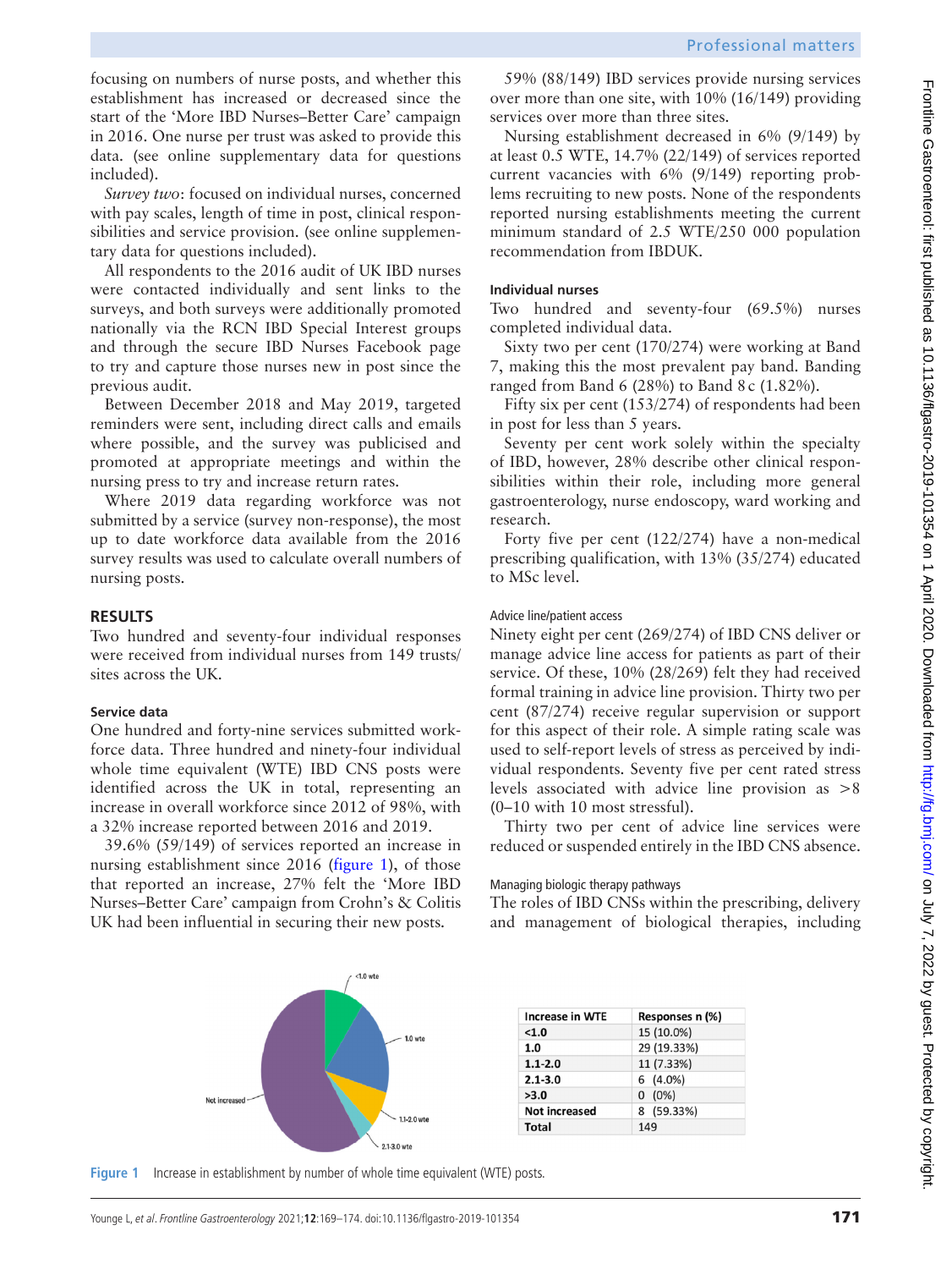focusing on numbers of nurse posts, and whether this establishment has increased or decreased since the start of the 'More IBD Nurses–Better Care' campaign in 2016. One nurse per trust was asked to provide this data. (see online supplementary data for questions included).

*Survey two*: focused on individual nurses, concerned with pay scales, length of time in post, clinical responsibilities and service provision. (see online supplementary data for questions included).

All respondents to the 2016 audit of UK IBD nurses were contacted individually and sent links to the surveys, and both surveys were additionally promoted nationally via the RCN IBD Special Interest groups and through the secure IBD Nurses Facebook page to try and capture those nurses new in post since the previous audit.

Between December 2018 and May 2019, targeted reminders were sent, including direct calls and emails where possible, and the survey was publicised and promoted at appropriate meetings and within the nursing press to try and increase return rates.

Where 2019 data regarding workforce was not submitted by a service (survey non-response), the most up to date workforce data available from the 2016 survey results was used to calculate overall numbers of nursing posts.

## RESULTS

Two hundred and seventy-four individual responses were received from individual nurses from 149 trusts/sites across the UK.

### Service data

One hundred and forty-nine services submitted workforce data. Three hundred and ninety-four individual whole time equivalent (WTE) IBD CNS posts were identified across the UK in total, representing an increase in overall workforce since 2012 of 98%, with a 32% increase reported between 2016 and 2019.

39.6% (59/149) of services reported an increase in nursing establishment since 2016 (figure 1), of those that reported an increase, 27% felt the 'More IBD Nurses–Better Care' campaign from Crohn's & Colitis UK had been influential in securing their new posts.

59% (88/149) IBD services provide nursing services over more than one site, with 10% (16/149) providing services over more than three sites.

Nursing establishment decreased in 6% (9/149) by at least 0.5 WTE, 14.7% (22/149) of services reported current vacancies with 6% (9/149) reporting problems recruiting to new posts. None of the respondents reported nursing establishments meeting the current minimum standard of 2.5 WTE/250 000 population recommendation from IBDUK.

### Individual nurses

Two hundred and seventy-four (69.5%) nurses completed individual data.

Sixty two per cent (170/274) were working at Band 7, making this the most prevalent pay band. Banding ranged from Band 6 (28%) to Band 8c (1.82%).

Fifty six per cent (153/274) of respondents had been in post for less than 5 years.

Seventy per cent work solely within the specialty of IBD, however, 28% describe other clinical responsibilities within their role, including more general gastroenterology, nurse endoscopy, ward working and research.

Forty five per cent (122/274) have a non-medical prescribing qualification, with 13% (35/274) educated to MSc level.

#### Advice line/patient access

Ninety eight per cent (269/274) of IBD CNS deliver or manage advice line access for patients as part of their service. Of these, 10% (28/269) felt they had received formal training in advice line provision. Thirty two per cent (87/274) receive regular supervision or support for this aspect of their role. A simple rating scale was used to self-report levels of stress as perceived by individual respondents. Seventy five per cent rated stress levels associated with advice line provision as >8 (0–10 with 10 most stressful).

Thirty two per cent of advice line services were reduced or suspended entirely in the IBD CNS absence.

#### Managing biologic therapy pathways

The roles of IBD CNSs within the prescribing, delivery and management of biological therapies, including

| Increase in WTE | Responses n (%) |
|---|---|
| <1.0 | 15 (10.0%) |
| 1.0 | 29 (19.33%) |
| 1.1-2.0 | 11 (7.33%) |
| 2.1-3.0 | 6 (4.0%) |
| >3.0 | 0 (0%) |
| Not increased | 8 (59.33%) |
| Total | 149 |

**Figure 1** Increase in establishment by number of whole time equivalent (WTE) posts.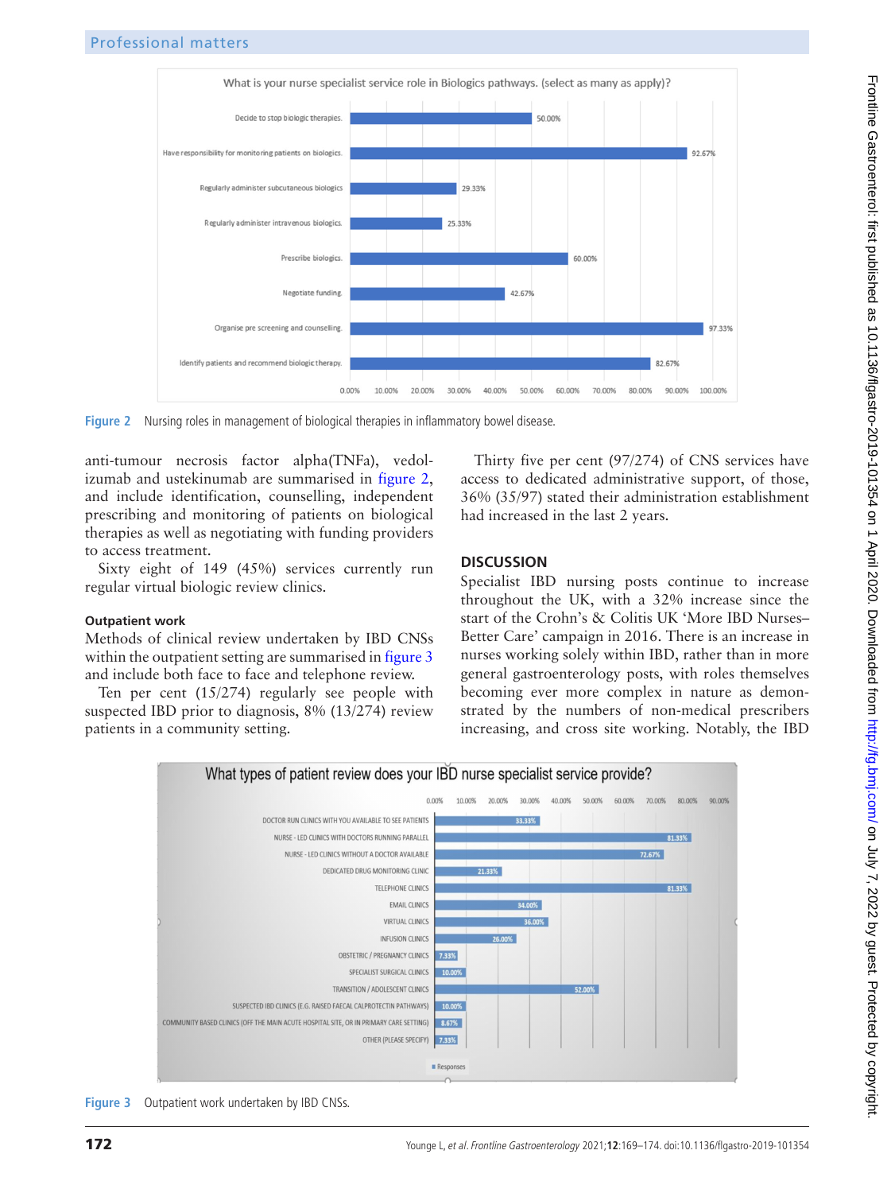Figure 2 Nursing roles in management of biological therapies in inflammatory bowel disease.

anti-tumour necrosis factor alpha(TNFa), vedolizumab and ustekinumab are summarised in figure 2, and include identification, counselling, independent prescribing and monitoring of patients on biological therapies as well as negotiating with funding providers to access treatment.

Sixty eight of 149 (45%) services currently run regular virtual biologic review clinics.

### Outpatient work

Methods of clinical review undertaken by IBD CNSs within the outpatient setting are summarised in figure 3 and include both face to face and telephone review.

Ten per cent (15/274) regularly see people with suspected IBD prior to diagnosis, 8% (13/274) review patients in a community setting.

Thirty five per cent (97/274) of CNS services have access to dedicated administrative support, of those, 36% (35/97) stated their administration establishment had increased in the last 2 years.

## DISCUSSION

Specialist IBD nursing posts continue to increase throughout the UK, with a 32% increase since the start of the Crohn's & Colitis UK 'More IBD Nurses–Better Care' campaign in 2016. There is an increase in nurses working solely within IBD, rather than in more general gastroenterology posts, with roles themselves becoming ever more complex in nature as demonstrated by the numbers of non-medical prescribers increasing, and cross site working. Notably, the IBD

Figure 3 Outpatient work undertaken by IBD CNSs.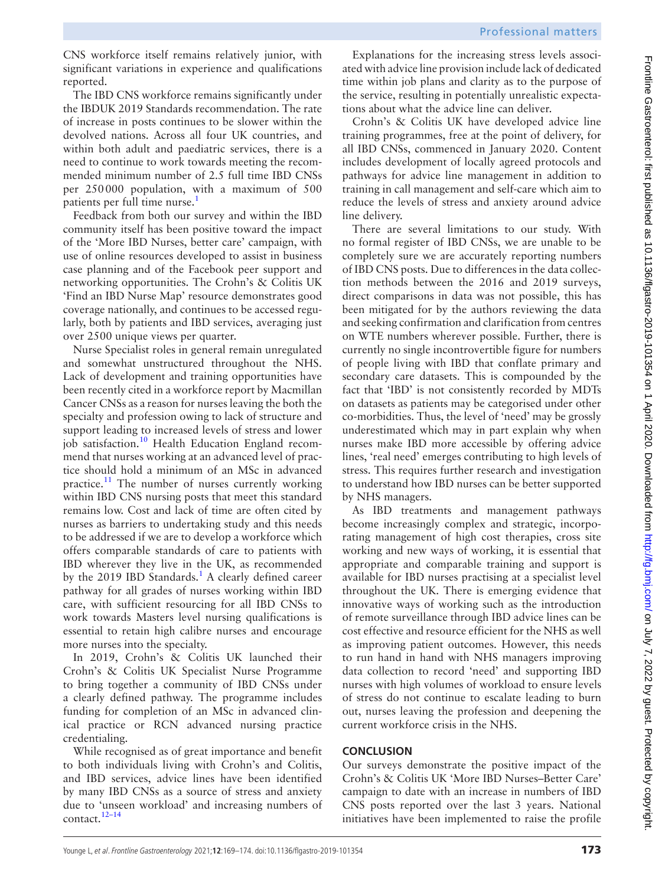CNS workforce itself remains relatively junior, with significant variations in experience and qualifications reported.

The IBD CNS workforce remains significantly under the IBDUK 2019 Standards recommendation. The rate of increase in posts continues to be slower within the devolved nations. Across all four UK countries, and within both adult and paediatric services, there is a need to continue to work towards meeting the recommended minimum number of 2.5 full time IBD CNSs per 250 000 population, with a maximum of 500 patients per full time nurse.[1]

Feedback from both our survey and within the IBD community itself has been positive toward the impact of the 'More IBD Nurses, better care' campaign, with use of online resources developed to assist in business case planning and of the Facebook peer support and networking opportunities. The Crohn's & Colitis UK 'Find an IBD Nurse Map' resource demonstrates good coverage nationally, and continues to be accessed regularly, both by patients and IBD services, averaging just over 2500 unique views per quarter.

Nurse Specialist roles in general remain unregulated and somewhat unstructured throughout the NHS. Lack of development and training opportunities have been recently cited in a workforce report by Macmillan Cancer CNSs as a reason for nurses leaving the both the specialty and profession owing to lack of structure and support leading to increased levels of stress and lower job satisfaction.[10] Health Education England recommend that nurses working at an advanced level of practice should hold a minimum of an MSc in advanced practice.[11] The number of nurses currently working within IBD CNS nursing posts that meet this standard remains low. Cost and lack of time are often cited by nurses as barriers to undertaking study and this needs to be addressed if we are to develop a workforce which offers comparable standards of care to patients with IBD wherever they live in the UK, as recommended by the 2019 IBD Standards.[1] A clearly defined career pathway for all grades of nurses working within IBD care, with sufficient resourcing for all IBD CNSs to work towards Masters level nursing qualifications is essential to retain high calibre nurses and encourage more nurses into the specialty.

In 2019, Crohn's & Colitis UK launched their Crohn's & Colitis UK Specialist Nurse Programme to bring together a community of IBD CNSs under a clearly defined pathway. The programme includes funding for completion of an MSc in advanced clinical practice or RCN advanced nursing practice credentialing.

While recognised as of great importance and benefit to both individuals living with Crohn's and Colitis, and IBD services, advice lines have been identified by many IBD CNSs as a source of stress and anxiety due to 'unseen workload' and increasing numbers of contact.[12–14]

Explanations for the increasing stress levels associated with advice line provision include lack of dedicated time within job plans and clarity as to the purpose of the service, resulting in potentially unrealistic expectations about what the advice line can deliver.

Crohn's & Colitis UK have developed advice line training programmes, free at the point of delivery, for all IBD CNSs, commenced in January 2020. Content includes development of locally agreed protocols and pathways for advice line management in addition to training in call management and self-care which aim to reduce the levels of stress and anxiety around advice line delivery.

There are several limitations to our study. With no formal register of IBD CNSs, we are unable to be completely sure we are accurately reporting numbers of IBD CNS posts. Due to differences in the data collection methods between the 2016 and 2019 surveys, direct comparisons in data was not possible, this has been mitigated for by the authors reviewing the data and seeking confirmation and clarification from centres on WTE numbers wherever possible. Further, there is currently no single incontrovertible figure for numbers of people living with IBD that conflate primary and secondary care datasets. This is compounded by the fact that 'IBD' is not consistently recorded by MDTs on datasets as patients may be categorised under other co-morbidities. Thus, the level of 'need' may be grossly underestimated which may in part explain why when nurses make IBD more accessible by offering advice lines, 'real need' emerges contributing to high levels of stress. This requires further research and investigation to understand how IBD nurses can be better supported by NHS managers.

As IBD treatments and management pathways become increasingly complex and strategic, incorporating management of high cost therapies, cross site working and new ways of working, it is essential that appropriate and comparable training and support is available for IBD nurses practising at a specialist level throughout the UK. There is emerging evidence that innovative ways of working such as the introduction of remote surveillance through IBD advice lines can be cost effective and resource efficient for the NHS as well as improving patient outcomes. However, this needs to run hand in hand with NHS managers improving data collection to record 'need' and supporting IBD nurses with high volumes of workload to ensure levels of stress do not continue to escalate leading to burn out, nurses leaving the profession and deepening the current workforce crisis in the NHS.

## CONCLUSION

Our surveys demonstrate the positive impact of the Crohn's & Colitis UK 'More IBD Nurses–Better Care' campaign to date with an increase in numbers of IBD CNS posts reported over the last 3 years. National initiatives have been implemented to raise the profile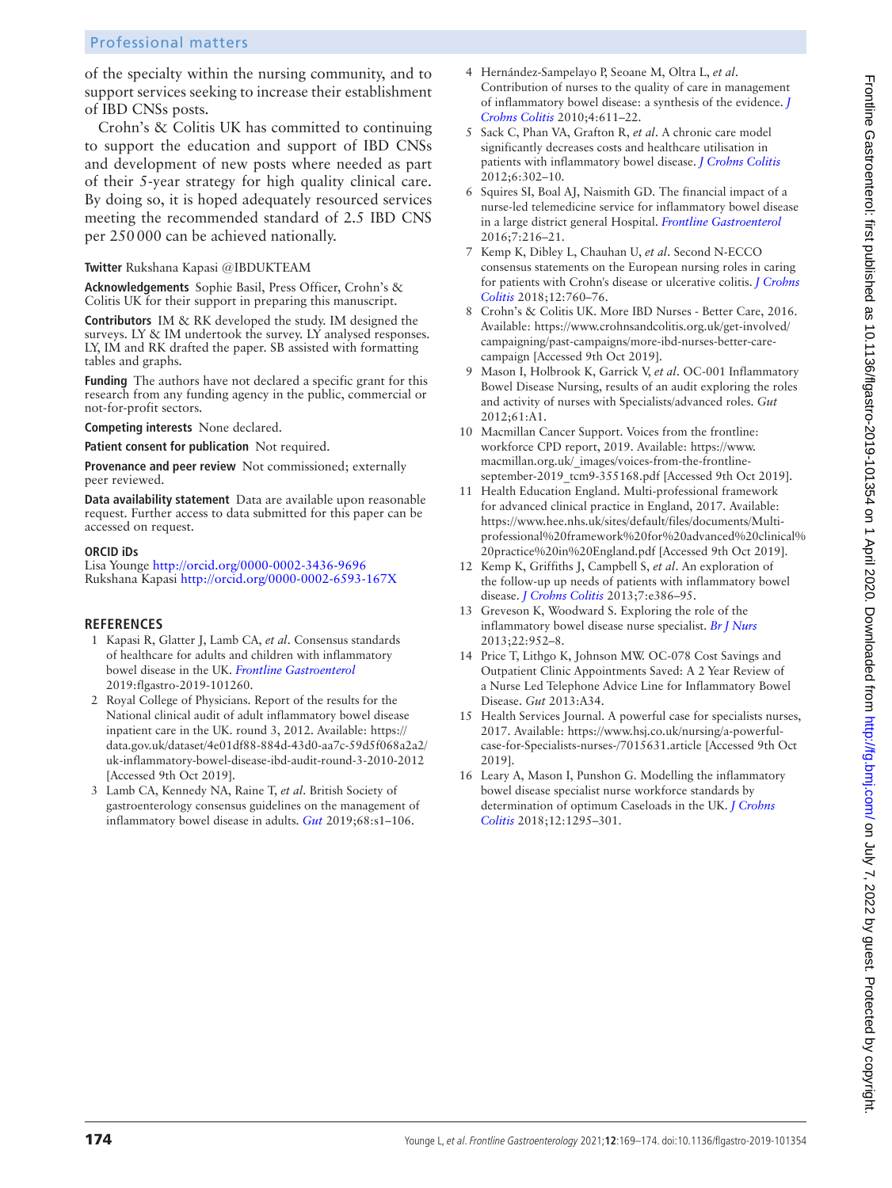of the specialty within the nursing community, and to support services seeking to increase their establishment of IBD CNSs posts.

Crohn's & Colitis UK has committed to continuing to support the education and support of IBD CNSs and development of new posts where needed as part of their 5-year strategy for high quality clinical care. By doing so, it is hoped adequately resourced services meeting the recommended standard of 2.5 IBD CNS per 250 000 can be achieved nationally.

**Twitter** Rukshana Kapasi @IBDUKTEAM

**Acknowledgements** Sophie Basil, Press Officer, Crohn's & Colitis UK for their support in preparing this manuscript.

**Contributors** IM & RK developed the study. IM designed the surveys. LY & IM undertook the survey. LY analysed responses. LY, IM and RK drafted the paper. SB assisted with formatting tables and graphs.

**Funding** The authors have not declared a specific grant for this research from any funding agency in the public, commercial or not-for-profit sectors.

**Competing interests** None declared.

**Patient consent for publication** Not required.

**Provenance and peer review** Not commissioned; externally peer reviewed.

**Data availability statement** Data are available upon reasonable request. Further access to data submitted for this paper can be accessed on request.

**ORCID iDs**

Lisa Younge http://orcid.org/0000-0002-3436-9696
Rukshana Kapasi http://orcid.org/0000-0002-6593-167X

## REFERENCES

1. Kapasi R, Glatter J, Lamb CA, *et al*. Consensus standards of healthcare for adults and children with inflammatory bowel disease in the UK. *Frontline Gastroenterol* 2019:flgastro-2019-101260.
2. Royal College of Physicians. Report of the results for the National clinical audit of adult inflammatory bowel disease inpatient care in the UK. round 3, 2012. Available: https://data.gov.uk/dataset/4e01df88-884d-43d0-aa7c-59d5f068a2a2/uk-inflammatory-bowel-disease-ibd-audit-round-3-2010-2012 [Accessed 9th Oct 2019].
3. Lamb CA, Kennedy NA, Raine T, *et al*. British Society of gastroenterology consensus guidelines on the management of inflammatory bowel disease in adults. *Gut* 2019;68:s1–106.
4. Hernández-Sampelayo P, Seoane M, Oltra L, *et al*. Contribution of nurses to the quality of care in management of inflammatory bowel disease: a synthesis of the evidence. *J Crohns Colitis* 2010;4:611–22.
5. Sack C, Phan VA, Grafton R, *et al*. A chronic care model significantly decreases costs and healthcare utilisation in patients with inflammatory bowel disease. *J Crohns Colitis* 2012;6:302–10.
6. Squires SI, Boal AJ, Naismith GD. The financial impact of a nurse-led telemedicine service for inflammatory bowel disease in a large district general Hospital. *Frontline Gastroenterol* 2016;7:216–21.
7. Kemp K, Dibley L, Chauhan U, *et al*. Second N-ECCO consensus statements on the European nursing roles in caring for patients with Crohn's disease or ulcerative colitis. *J Crohns Colitis* 2018;12:760–76.
8. Crohn's & Colitis UK. More IBD Nurses - Better Care, 2016. Available: https://www.crohnsandcolitis.org.uk/get-involved/campaigning/past-campaigns/more-ibd-nurses-better-care-campaign [Accessed 9th Oct 2019].
9. Mason I, Holbrook K, Garrick V, *et al*. OC-001 Inflammatory Bowel Disease Nursing, results of an audit exploring the roles and activity of nurses with Specialists/advanced roles. *Gut* 2012;61:A1.
10. Macmillan Cancer Support. Voices from the frontline: workforce CPD report, 2019. Available: https://www.macmillan.org.uk/_images/voices-from-the-frontline-september-2019_tcm9-355168.pdf [Accessed 9th Oct 2019].
11. Health Education England. Multi-professional framework for advanced clinical practice in England, 2017. Available: https://www.hee.nhs.uk/sites/default/files/documents/Multi-professional%20framework%20for%20advanced%20clinical%20practice%20in%20England.pdf [Accessed 9th Oct 2019].
12. Kemp K, Griffiths J, Campbell S, *et al*. An exploration of the follow-up up needs of patients with inflammatory bowel disease. *J Crohns Colitis* 2013;7:e386–95.
13. Greveson K, Woodward S. Exploring the role of the inflammatory bowel disease nurse specialist. *Br J Nurs* 2013;22:952–8.
14. Price T, Lithgo K, Johnson MW. OC-078 Cost Savings and Outpatient Clinic Appointments Saved: A 2 Year Review of a Nurse Led Telephone Advice Line for Inflammatory Bowel Disease. *Gut* 2013:A34.
15. Health Services Journal. A powerful case for specialists nurses, 2017. Available: https://www.hsj.co.uk/nursing/a-powerful-case-for-Specialists-nurses-/7015631.article [Accessed 9th Oct 2019].
16. Leary A, Mason I, Punshon G. Modelling the inflammatory bowel disease specialist nurse workforce standards by determination of optimum Caseloads in the UK. *J Crohns Colitis* 2018;12:1295–301.